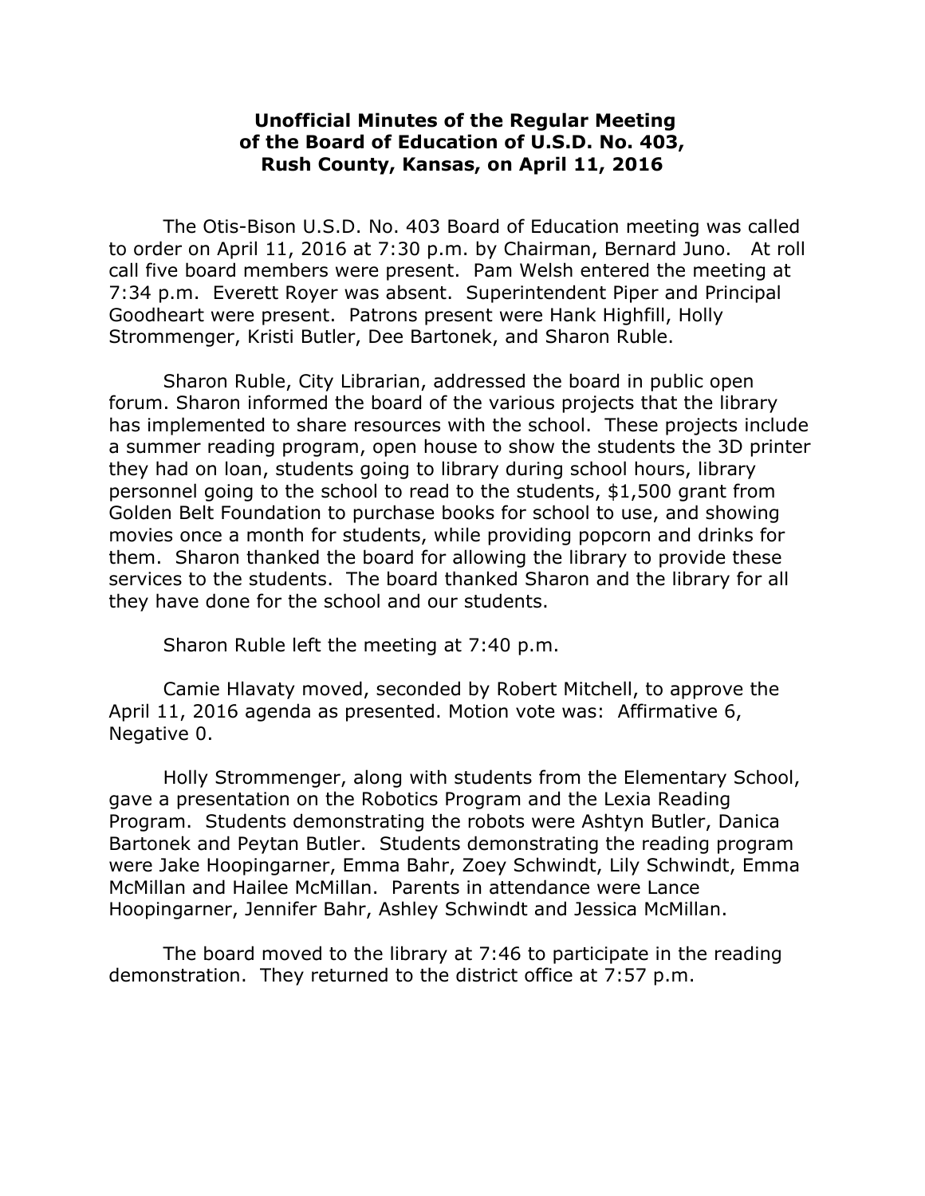# Unofficial Minutes of the Regular Meeting of the Board of Education of U.S.D. No. 403, Rush County, Kansas, on April 11, 2016

The Otis-Bison U.S.D. No. 403 Board of Education meeting was called to order on April 11, 2016 at 7:30 p.m. by Chairman, Bernard Juno. At roll call five board members were present. Pam Welsh entered the meeting at 7:34 p.m. Everett Royer was absent. Superintendent Piper and Principal Goodheart were present. Patrons present were Hank Highfill, Holly Strommenger, Kristi Butler, Dee Bartonek, and Sharon Ruble.

Sharon Ruble, City Librarian, addressed the board in public open forum. Sharon informed the board of the various projects that the library has implemented to share resources with the school. These projects include a summer reading program, open house to show the students the 3D printer they had on loan, students going to library during school hours, library personnel going to the school to read to the students, $1,500 grant from Golden Belt Foundation to purchase books for school to use, and showing movies once a month for students, while providing popcorn and drinks for them. Sharon thanked the board for allowing the library to provide these services to the students. The board thanked Sharon and the library for all they have done for the school and our students.

Sharon Ruble left the meeting at 7:40 p.m.

Camie Hlavaty moved, seconded by Robert Mitchell, to approve the April 11, 2016 agenda as presented. Motion vote was: Affirmative 6, Negative 0.

Holly Strommenger, along with students from the Elementary School, gave a presentation on the Robotics Program and the Lexia Reading Program. Students demonstrating the robots were Ashtyn Butler, Danica Bartonek and Peytan Butler. Students demonstrating the reading program were Jake Hoopingarner, Emma Bahr, Zoey Schwindt, Lily Schwindt, Emma McMillan and Hailee McMillan. Parents in attendance were Lance Hoopingarner, Jennifer Bahr, Ashley Schwindt and Jessica McMillan.

The board moved to the library at 7:46 to participate in the reading demonstration. They returned to the district office at 7:57 p.m.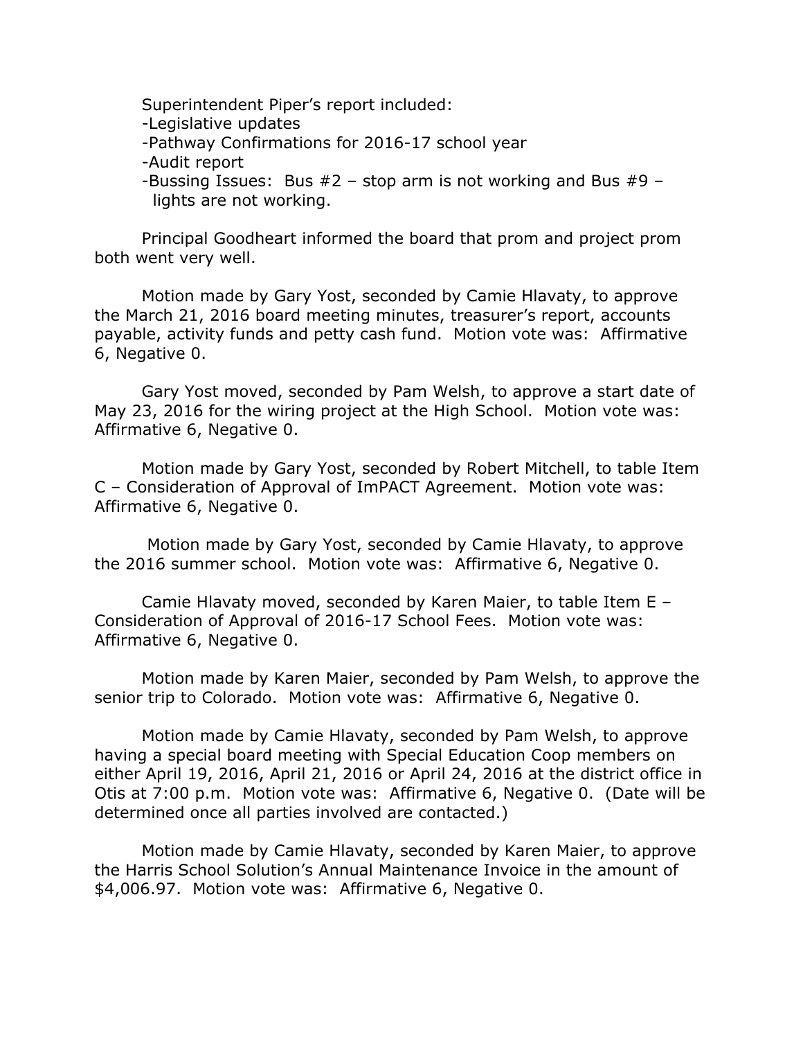Superintendent Piper's report included:
-Legislative updates
-Pathway Confirmations for 2016-17 school year
-Audit report
-Bussing Issues: Bus #2 – stop arm is not working and Bus #9 – lights are not working.

Principal Goodheart informed the board that prom and project prom both went very well.

Motion made by Gary Yost, seconded by Camie Hlavaty, to approve the March 21, 2016 board meeting minutes, treasurer's report, accounts payable, activity funds and petty cash fund. Motion vote was: Affirmative 6, Negative 0.

Gary Yost moved, seconded by Pam Welsh, to approve a start date of May 23, 2016 for the wiring project at the High School. Motion vote was: Affirmative 6, Negative 0.

Motion made by Gary Yost, seconded by Robert Mitchell, to table Item C – Consideration of Approval of ImPACT Agreement. Motion vote was: Affirmative 6, Negative 0.

Motion made by Gary Yost, seconded by Camie Hlavaty, to approve the 2016 summer school. Motion vote was: Affirmative 6, Negative 0.

Camie Hlavaty moved, seconded by Karen Maier, to table Item E – Consideration of Approval of 2016-17 School Fees. Motion vote was: Affirmative 6, Negative 0.

Motion made by Karen Maier, seconded by Pam Welsh, to approve the senior trip to Colorado. Motion vote was: Affirmative 6, Negative 0.

Motion made by Camie Hlavaty, seconded by Pam Welsh, to approve having a special board meeting with Special Education Coop members on either April 19, 2016, April 21, 2016 or April 24, 2016 at the district office in Otis at 7:00 p.m. Motion vote was: Affirmative 6, Negative 0. (Date will be determined once all parties involved are contacted.)

Motion made by Camie Hlavaty, seconded by Karen Maier, to approve the Harris School Solution's Annual Maintenance Invoice in the amount of $4,006.97. Motion vote was: Affirmative 6, Negative 0.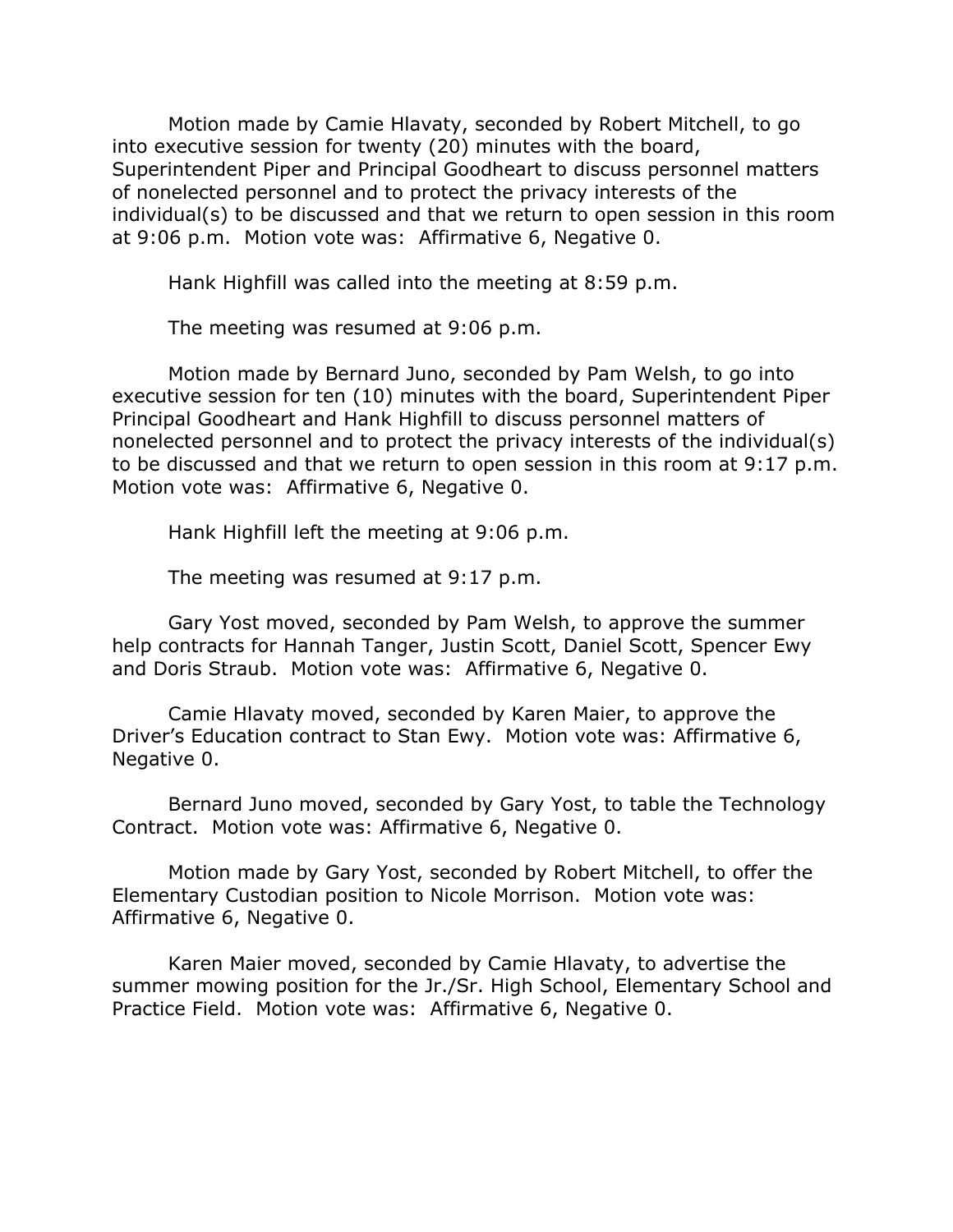Motion made by Camie Hlavaty, seconded by Robert Mitchell, to go into executive session for twenty (20) minutes with the board, Superintendent Piper and Principal Goodheart to discuss personnel matters of nonelected personnel and to protect the privacy interests of the individual(s) to be discussed and that we return to open session in this room at 9:06 p.m. Motion vote was: Affirmative 6, Negative 0.

Hank Highfill was called into the meeting at 8:59 p.m.

The meeting was resumed at 9:06 p.m.

Motion made by Bernard Juno, seconded by Pam Welsh, to go into executive session for ten (10) minutes with the board, Superintendent Piper Principal Goodheart and Hank Highfill to discuss personnel matters of nonelected personnel and to protect the privacy interests of the individual(s) to be discussed and that we return to open session in this room at 9:17 p.m. Motion vote was: Affirmative 6, Negative 0.

Hank Highfill left the meeting at 9:06 p.m.

The meeting was resumed at 9:17 p.m.

Gary Yost moved, seconded by Pam Welsh, to approve the summer help contracts for Hannah Tanger, Justin Scott, Daniel Scott, Spencer Ewy and Doris Straub. Motion vote was: Affirmative 6, Negative 0.

Camie Hlavaty moved, seconded by Karen Maier, to approve the Driver's Education contract to Stan Ewy. Motion vote was: Affirmative 6, Negative 0.

Bernard Juno moved, seconded by Gary Yost, to table the Technology Contract. Motion vote was: Affirmative 6, Negative 0.

Motion made by Gary Yost, seconded by Robert Mitchell, to offer the Elementary Custodian position to Nicole Morrison. Motion vote was: Affirmative 6, Negative 0.

Karen Maier moved, seconded by Camie Hlavaty, to advertise the summer mowing position for the Jr./Sr. High School, Elementary School and Practice Field. Motion vote was: Affirmative 6, Negative 0.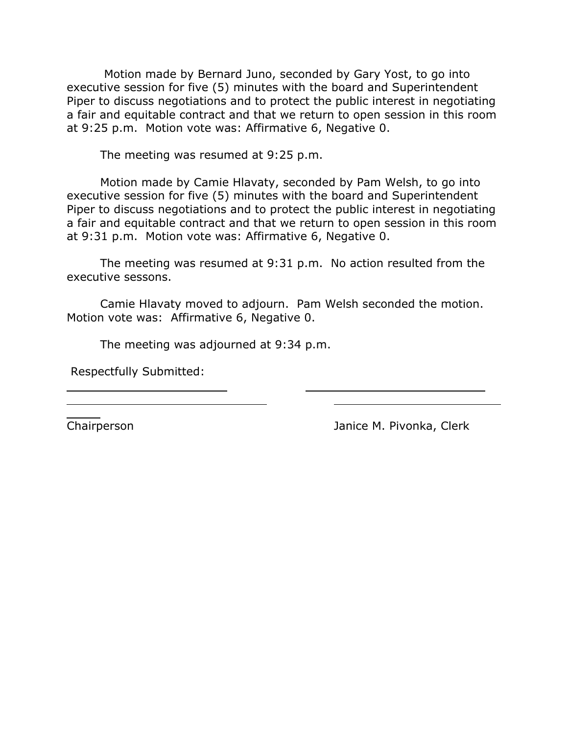Motion made by Bernard Juno, seconded by Gary Yost, to go into executive session for five (5) minutes with the board and Superintendent Piper to discuss negotiations and to protect the public interest in negotiating a fair and equitable contract and that we return to open session in this room at 9:25 p.m. Motion vote was: Affirmative 6, Negative 0.

The meeting was resumed at 9:25 p.m.

Motion made by Camie Hlavaty, seconded by Pam Welsh, to go into executive session for five (5) minutes with the board and Superintendent Piper to discuss negotiations and to protect the public interest in negotiating a fair and equitable contract and that we return to open session in this room at 9:31 p.m. Motion vote was: Affirmative 6, Negative 0.

The meeting was resumed at 9:31 p.m. No action resulted from the executive sessons.

Camie Hlavaty moved to adjourn. Pam Welsh seconded the motion. Motion vote was: Affirmative 6, Negative 0.

The meeting was adjourned at 9:34 p.m.

Respectfully Submitted:

Chairperson

Janice M. Pivonka, Clerk